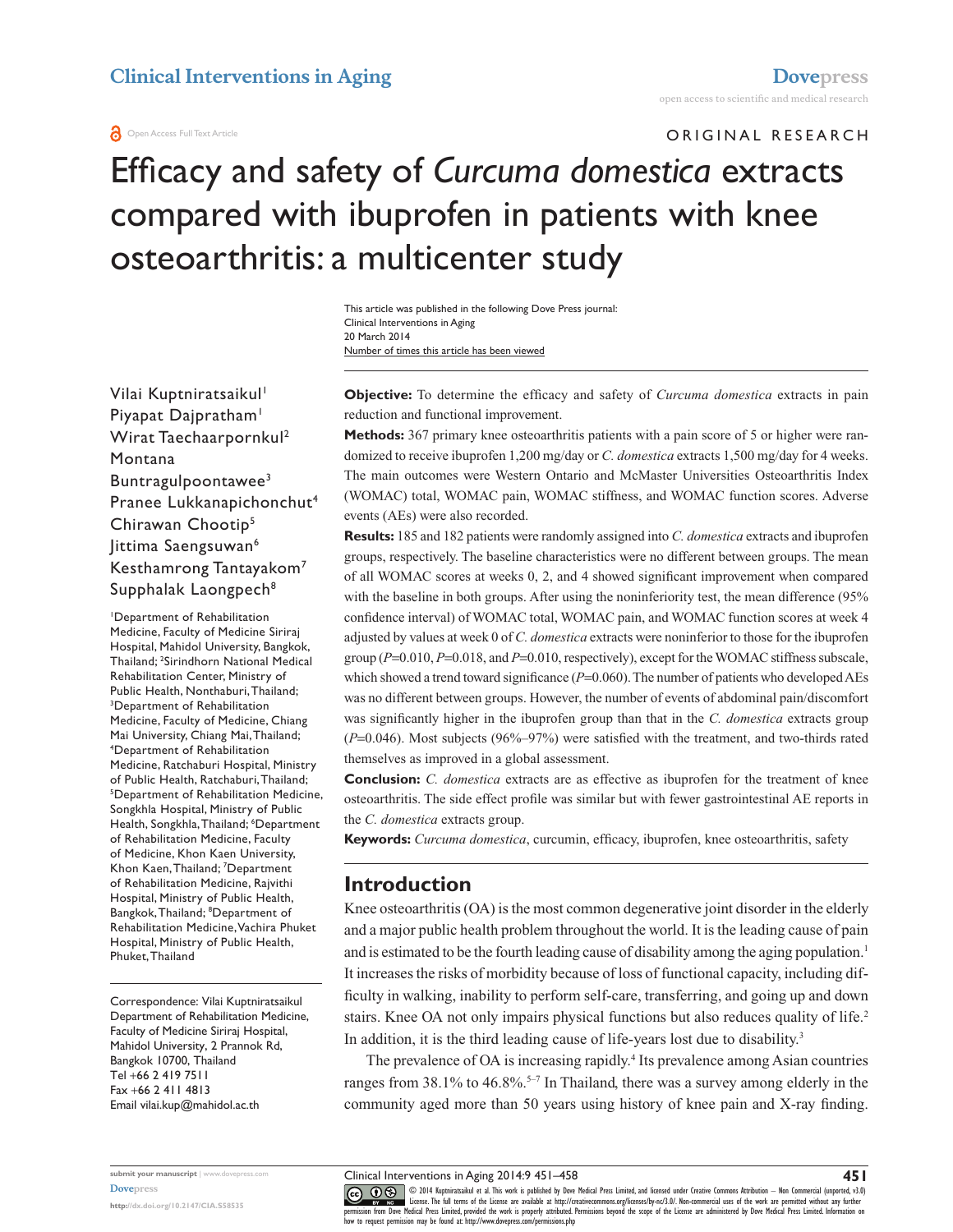ORIGINAL RESEARCH

# Efficacy and safety of *Curcuma domestica* extracts compared with ibuprofen in patients with knee osteoarthritis: a multicenter study

This article was published in the following Dove Press journal:
Clinical Interventions in Aging
20 March 2014
Number of times this article has been viewed

Vilai Kuptniratsaikul[1]
Piyapat Dajpratham[1]
Wirat Taechaarpornkul[2]
Montana Buntragulpoontawee[3]
Pranee Lukkanapichonchut[4]
Chirawan Chootip[5]
Jittima Saengsuwan[6]
Kesthamrong Tantayakom[7]
Supphalak Laongpech[8]

[1]Department of Rehabilitation Medicine, Faculty of Medicine Siriraj Hospital, Mahidol University, Bangkok, Thailand; [2]Sirindhorn National Medical Rehabilitation Center, Ministry of Public Health, Nonthaburi, Thailand; [3]Department of Rehabilitation Medicine, Faculty of Medicine, Chiang Mai University, Chiang Mai, Thailand; [4]Department of Rehabilitation Medicine, Ratchaburi Hospital, Ministry of Public Health, Ratchaburi, Thailand; [5]Department of Rehabilitation Medicine, Songkhla Hospital, Ministry of Public Health, Songkhla, Thailand; [6]Department of Rehabilitation Medicine, Faculty of Medicine, Khon Kaen University, Khon Kaen, Thailand; [7]Department of Rehabilitation Medicine, Rajvithi Hospital, Ministry of Public Health, Bangkok, Thailand; [8]Department of Rehabilitation Medicine, Vachira Phuket Hospital, Ministry of Public Health, Phuket, Thailand

Correspondence: Vilai Kuptniratsaikul
Department of Rehabilitation Medicine, Faculty of Medicine Siriraj Hospital, Mahidol University, 2 Prannok Rd, Bangkok 10700, Thailand
Tel +66 2 419 7511
Fax +66 2 411 4813
Email vilai.kup@mahidol.ac.th

**Objective:** To determine the efficacy and safety of *Curcuma domestica* extracts in pain reduction and functional improvement.

**Methods:** 367 primary knee osteoarthritis patients with a pain score of 5 or higher were randomized to receive ibuprofen 1,200 mg/day or *C. domestica* extracts 1,500 mg/day for 4 weeks. The main outcomes were Western Ontario and McMaster Universities Osteoarthritis Index (WOMAC) total, WOMAC pain, WOMAC stiffness, and WOMAC function scores. Adverse events (AEs) were also recorded.

**Results:** 185 and 182 patients were randomly assigned into *C. domestica* extracts and ibuprofen groups, respectively. The baseline characteristics were no different between groups. The mean of all WOMAC scores at weeks 0, 2, and 4 showed significant improvement when compared with the baseline in both groups. After using the noninferiority test, the mean difference (95% confidence interval) of WOMAC total, WOMAC pain, and WOMAC function scores at week 4 adjusted by values at week 0 of *C. domestica* extracts were noninferior to those for the ibuprofen group ($P$=0.010, $P$=0.018, and $P$=0.010, respectively), except for the WOMAC stiffness subscale, which showed a trend toward significance ($P$=0.060). The number of patients who developed AEs was no different between groups. However, the number of events of abdominal pain/discomfort was significantly higher in the ibuprofen group than that in the *C. domestica* extracts group ($P$=0.046). Most subjects (96%–97%) were satisfied with the treatment, and two-thirds rated themselves as improved in a global assessment.

**Conclusion:** *C. domestica* extracts are as effective as ibuprofen for the treatment of knee osteoarthritis. The side effect profile was similar but with fewer gastrointestinal AE reports in the *C. domestica* extracts group.

**Keywords:** *Curcuma domestica*, curcumin, efficacy, ibuprofen, knee osteoarthritis, safety

## Introduction

Knee osteoarthritis (OA) is the most common degenerative joint disorder in the elderly and a major public health problem throughout the world. It is the leading cause of pain and is estimated to be the fourth leading cause of disability among the aging population.[1] It increases the risks of morbidity because of loss of functional capacity, including difficulty in walking, inability to perform self-care, transferring, and going up and down stairs. Knee OA not only impairs physical functions but also reduces quality of life.[2] In addition, it is the third leading cause of life-years lost due to disability.[3]

The prevalence of OA is increasing rapidly.[4] Its prevalence among Asian countries ranges from 38.1% to 46.8%.[5–7] In Thailand, there was a survey among elderly in the community aged more than 50 years using history of knee pain and X-ray finding.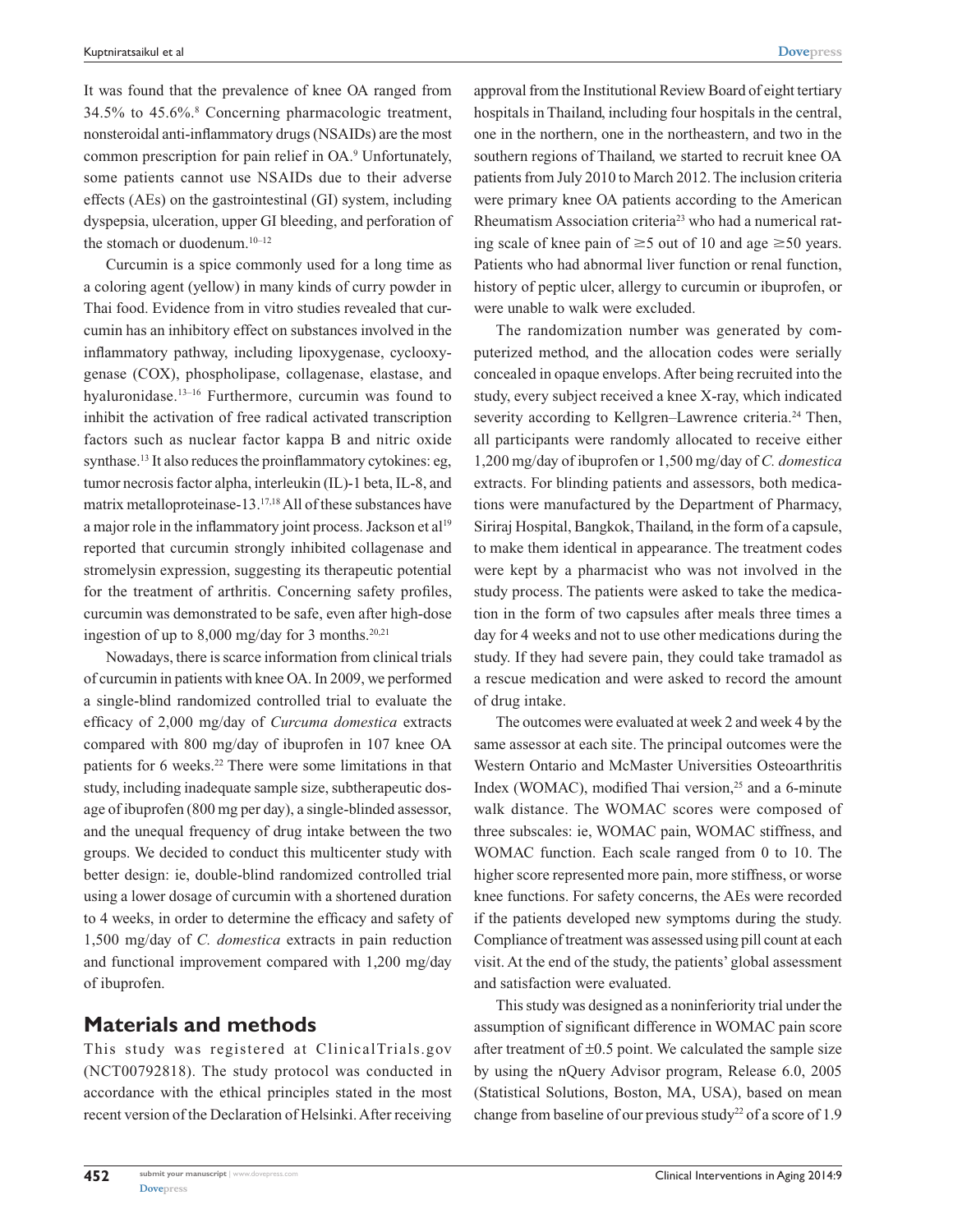It was found that the prevalence of knee OA ranged from 34.5% to 45.6%.[8] Concerning pharmacologic treatment, nonsteroidal anti-inflammatory drugs (NSAIDs) are the most common prescription for pain relief in OA.[9] Unfortunately, some patients cannot use NSAIDs due to their adverse effects (AEs) on the gastrointestinal (GI) system, including dyspepsia, ulceration, upper GI bleeding, and perforation of the stomach or duodenum.[10–12]

Curcumin is a spice commonly used for a long time as a coloring agent (yellow) in many kinds of curry powder in Thai food. Evidence from in vitro studies revealed that curcumin has an inhibitory effect on substances involved in the inflammatory pathway, including lipoxygenase, cyclooxygenase (COX), phospholipase, collagenase, elastase, and hyaluronidase.[13–16] Furthermore, curcumin was found to inhibit the activation of free radical activated transcription factors such as nuclear factor kappa B and nitric oxide synthase.[13] It also reduces the proinflammatory cytokines: eg, tumor necrosis factor alpha, interleukin (IL)-1 beta, IL-8, and matrix metalloproteinase-13.[17,18] All of these substances have a major role in the inflammatory joint process. Jackson et al[19] reported that curcumin strongly inhibited collagenase and stromelysin expression, suggesting its therapeutic potential for the treatment of arthritis. Concerning safety profiles, curcumin was demonstrated to be safe, even after high-dose ingestion of up to 8,000 mg/day for 3 months.[20,21]

Nowadays, there is scarce information from clinical trials of curcumin in patients with knee OA. In 2009, we performed a single-blind randomized controlled trial to evaluate the efficacy of 2,000 mg/day of *Curcuma domestica* extracts compared with 800 mg/day of ibuprofen in 107 knee OA patients for 6 weeks.[22] There were some limitations in that study, including inadequate sample size, subtherapeutic dosage of ibuprofen (800 mg per day), a single-blinded assessor, and the unequal frequency of drug intake between the two groups. We decided to conduct this multicenter study with better design: ie, double-blind randomized controlled trial using a lower dosage of curcumin with a shortened duration to 4 weeks, in order to determine the efficacy and safety of 1,500 mg/day of *C. domestica* extracts in pain reduction and functional improvement compared with 1,200 mg/day of ibuprofen.

## Materials and methods

This study was registered at ClinicalTrials.gov (NCT00792818). The study protocol was conducted in accordance with the ethical principles stated in the most recent version of the Declaration of Helsinki. After receiving approval from the Institutional Review Board of eight tertiary hospitals in Thailand, including four hospitals in the central, one in the northern, one in the northeastern, and two in the southern regions of Thailand, we started to recruit knee OA patients from July 2010 to March 2012. The inclusion criteria were primary knee OA patients according to the American Rheumatism Association criteria[23] who had a numerical rating scale of knee pain of $\geq$5 out of 10 and age $\geq$50 years. Patients who had abnormal liver function or renal function, history of peptic ulcer, allergy to curcumin or ibuprofen, or were unable to walk were excluded.

The randomization number was generated by computerized method, and the allocation codes were serially concealed in opaque envelops. After being recruited into the study, every subject received a knee X-ray, which indicated severity according to Kellgren–Lawrence criteria.[24] Then, all participants were randomly allocated to receive either 1,200 mg/day of ibuprofen or 1,500 mg/day of *C. domestica* extracts. For blinding patients and assessors, both medications were manufactured by the Department of Pharmacy, Siriraj Hospital, Bangkok, Thailand, in the form of a capsule, to make them identical in appearance. The treatment codes were kept by a pharmacist who was not involved in the study process. The patients were asked to take the medication in the form of two capsules after meals three times a day for 4 weeks and not to use other medications during the study. If they had severe pain, they could take tramadol as a rescue medication and were asked to record the amount of drug intake.

The outcomes were evaluated at week 2 and week 4 by the same assessor at each site. The principal outcomes were the Western Ontario and McMaster Universities Osteoarthritis Index (WOMAC), modified Thai version,[25] and a 6-minute walk distance. The WOMAC scores were composed of three subscales: ie, WOMAC pain, WOMAC stiffness, and WOMAC function. Each scale ranged from 0 to 10. The higher score represented more pain, more stiffness, or worse knee functions. For safety concerns, the AEs were recorded if the patients developed new symptoms during the study. Compliance of treatment was assessed using pill count at each visit. At the end of the study, the patients' global assessment and satisfaction were evaluated.

This study was designed as a noninferiority trial under the assumption of significant difference in WOMAC pain score after treatment of $\pm$0.5 point. We calculated the sample size by using the nQuery Advisor program, Release 6.0, 2005 (Statistical Solutions, Boston, MA, USA), based on mean change from baseline of our previous study[22] of a score of 1.9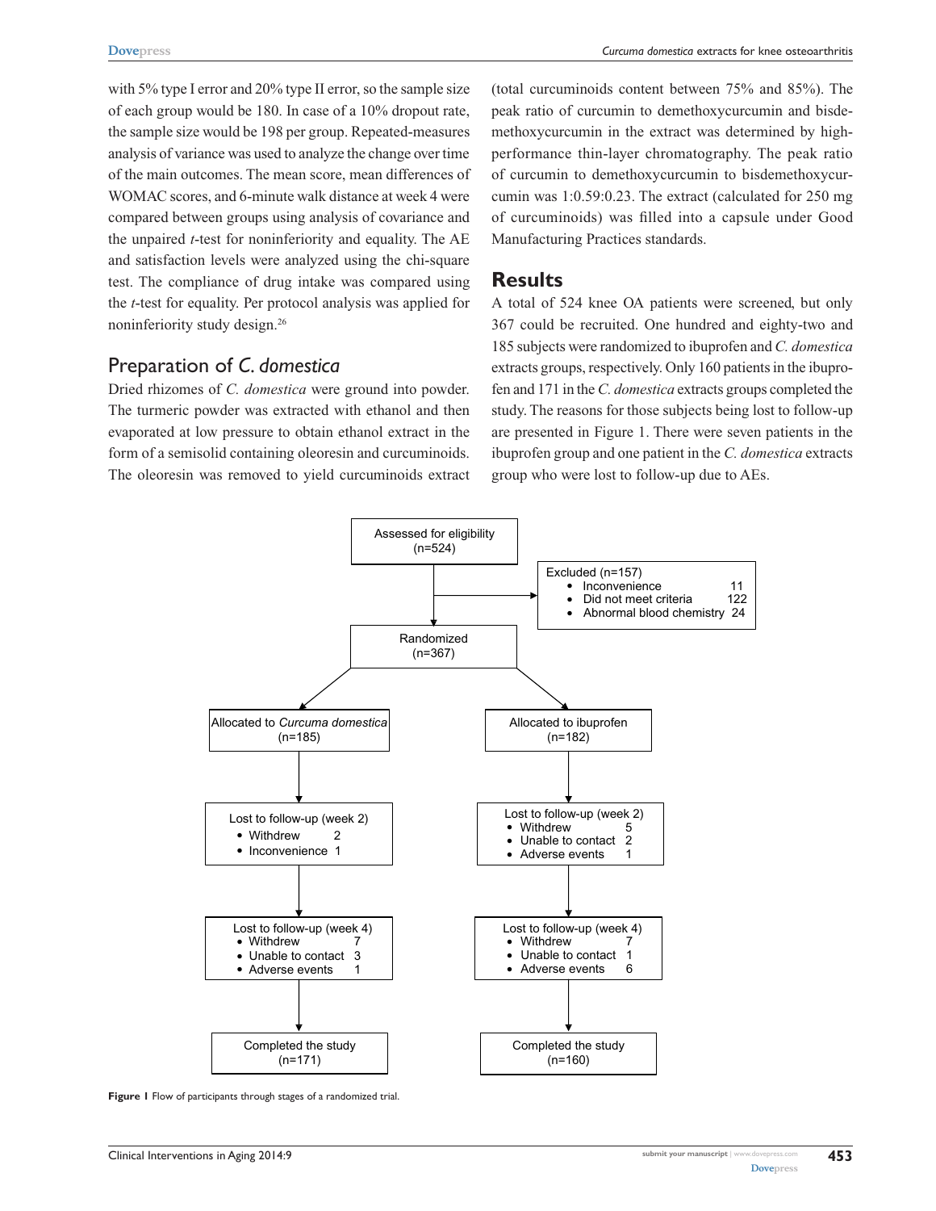with 5% type I error and 20% type II error, so the sample size of each group would be 180. In case of a 10% dropout rate, the sample size would be 198 per group. Repeated-measures analysis of variance was used to analyze the change over time of the main outcomes. The mean score, mean differences of WOMAC scores, and 6-minute walk distance at week 4 were compared between groups using analysis of covariance and the unpaired *t*-test for noninferiority and equality. The AE and satisfaction levels were analyzed using the chi-square test. The compliance of drug intake was compared using the *t*-test for equality. Per protocol analysis was applied for noninferiority study design.[26]

## Preparation of *C. domestica*

Dried rhizomes of *C. domestica* were ground into powder. The turmeric powder was extracted with ethanol and then evaporated at low pressure to obtain ethanol extract in the form of a semisolid containing oleoresin and curcuminoids. The oleoresin was removed to yield curcuminoids extract (total curcuminoids content between 75% and 85%). The peak ratio of curcumin to demethoxycurcumin and bisdemethoxycurcumin in the extract was determined by high-performance thin-layer chromatography. The peak ratio of curcumin to demethoxycurcumin to bisdemethoxycurcumin was 1:0.59:0.23. The extract (calculated for 250 mg of curcuminoids) was filled into a capsule under Good Manufacturing Practices standards.

# Results

A total of 524 knee OA patients were screened, but only 367 could be recruited. One hundred and eighty-two and 185 subjects were randomized to ibuprofen and *C. domestica* extracts groups, respectively. Only 160 patients in the ibuprofen and 171 in the *C. domestica* extracts groups completed the study. The reasons for those subjects being lost to follow-up are presented in Figure 1. There were seven patients in the ibuprofen group and one patient in the *C. domestica* extracts group who were lost to follow-up due to AEs.

Assessed for eligibility (n=524)

Excluded (n=157)
- Inconvenience 11
- Did not meet criteria 122
- Abnormal blood chemistry 24

Randomized (n=367)

| Allocated to *Curcuma domestica* (n=185) | Allocated to ibuprofen (n=182) |
|---|---|
| Lost to follow-up (week 2): Withdrew 2; Inconvenience 1 | Lost to follow-up (week 2): Withdrew 5; Unable to contact 2; Adverse events 1 |
| Lost to follow-up (week 4): Withdrew 7; Unable to contact 3; Adverse events 1 | Lost to follow-up (week 4): Withdrew 7; Unable to contact 1; Adverse events 6 |
| Completed the study (n=171) | Completed the study (n=160) |

**Figure 1** Flow of participants through stages of a randomized trial.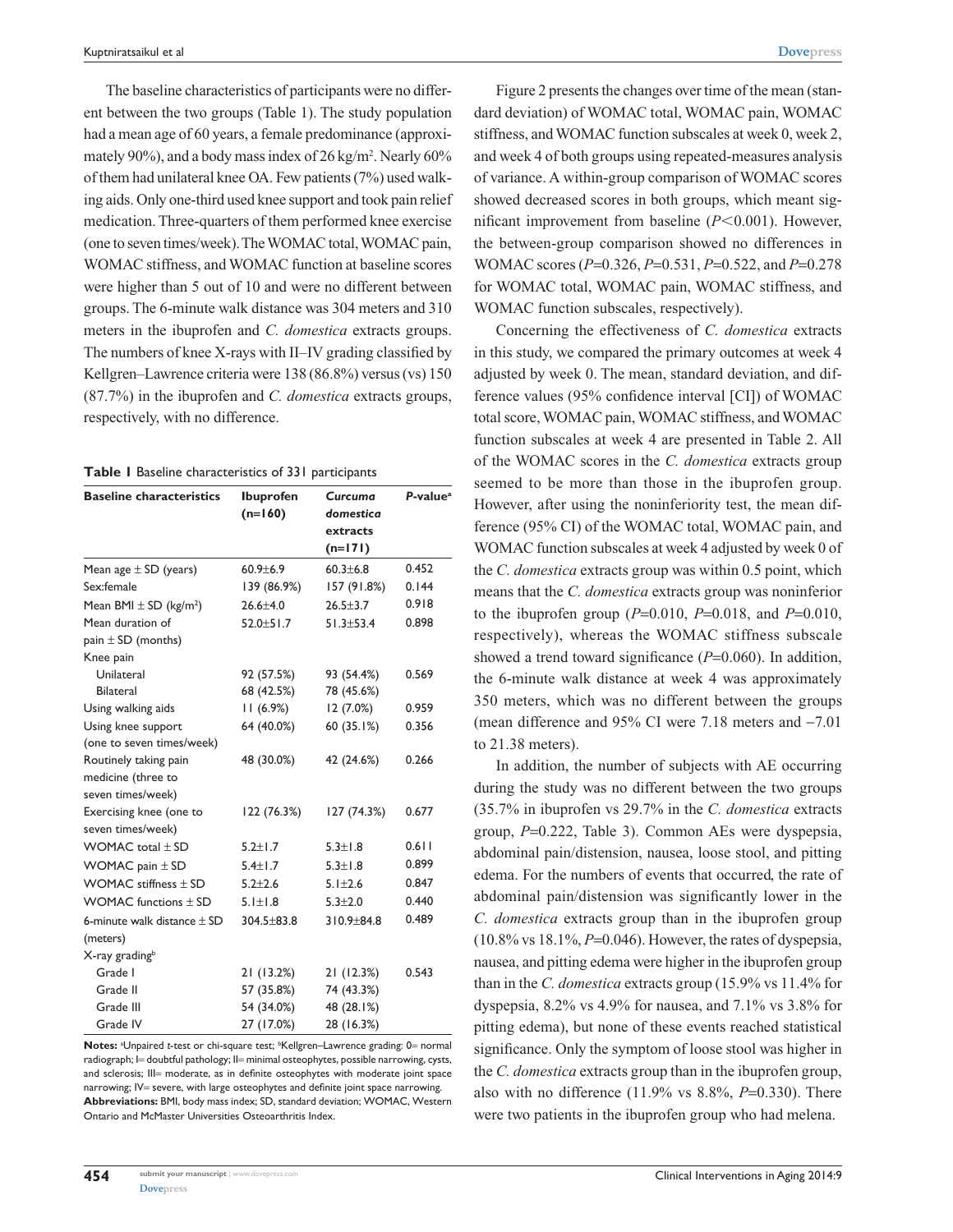The baseline characteristics of participants were no different between the two groups (Table 1). The study population had a mean age of 60 years, a female predominance (approximately 90%), and a body mass index of 26 kg/m$^2$. Nearly 60% of them had unilateral knee OA. Few patients (7%) used walking aids. Only one-third used knee support and took pain relief medication. Three-quarters of them performed knee exercise (one to seven times/week). The WOMAC total, WOMAC pain, WOMAC stiffness, and WOMAC function at baseline scores were higher than 5 out of 10 and were no different between groups. The 6-minute walk distance was 304 meters and 310 meters in the ibuprofen and *C. domestica* extracts groups. The numbers of knee X-rays with II–IV grading classified by Kellgren–Lawrence criteria were 138 (86.8%) versus (vs) 150 (87.7%) in the ibuprofen and *C. domestica* extracts groups, respectively, with no difference.

**Table 1** Baseline characteristics of 331 participants

| Baseline characteristics | Ibuprofen (n=160) | *Curcuma domestica* extracts (n=171) | *P*-value[a] |
|---|---|---|---|
| Mean age ± SD (years) | 60.9±6.9 | 60.3±6.8 | 0.452 |
| Sex:female | 139 (86.9%) | 157 (91.8%) | 0.144 |
| Mean BMI ± SD (kg/m$^2$) | 26.6±4.0 | 26.5±3.7 | 0.918 |
| Mean duration of pain ± SD (months) | 52.0±51.7 | 51.3±53.4 | 0.898 |
| Knee pain | | | |
| Unilateral | 92 (57.5%) | 93 (54.4%) | 0.569 |
| Bilateral | 68 (42.5%) | 78 (45.6%) | |
| Using walking aids | 11 (6.9%) | 12 (7.0%) | 0.959 |
| Using knee support (one to seven times/week) | 64 (40.0%) | 60 (35.1%) | 0.356 |
| Routinely taking pain medicine (three to seven times/week) | 48 (30.0%) | 42 (24.6%) | 0.266 |
| Exercising knee (one to seven times/week) | 122 (76.3%) | 127 (74.3%) | 0.677 |
| WOMAC total ± SD | 5.2±1.7 | 5.3±1.8 | 0.611 |
| WOMAC pain ± SD | 5.4±1.7 | 5.3±1.8 | 0.899 |
| WOMAC stiffness ± SD | 5.2±2.6 | 5.1±2.6 | 0.847 |
| WOMAC functions ± SD | 5.1±1.8 | 5.3±2.0 | 0.440 |
| 6-minute walk distance ± SD (meters) | 304.5±83.8 | 310.9±84.8 | 0.489 |
| X-ray grading[b] | | | |
| Grade I | 21 (13.2%) | 21 (12.3%) | 0.543 |
| Grade II | 57 (35.8%) | 74 (43.3%) | |
| Grade III | 54 (34.0%) | 48 (28.1%) | |
| Grade IV | 27 (17.0%) | 28 (16.3%) | |

**Notes:** [a]Unpaired *t*-test or chi-square test; [b]Kellgren–Lawrence grading: 0= normal radiograph; I= doubtful pathology; II= minimal osteophytes, possible narrowing, cysts, and sclerosis; III= moderate, as in definite osteophytes with moderate joint space narrowing; IV= severe, with large osteophytes and definite joint space narrowing.
**Abbreviations:** BMI, body mass index; SD, standard deviation; WOMAC, Western Ontario and McMaster Universities Osteoarthritis Index.

Figure 2 presents the changes over time of the mean (standard deviation) of WOMAC total, WOMAC pain, WOMAC stiffness, and WOMAC function subscales at week 0, week 2, and week 4 of both groups using repeated-measures analysis of variance. A within-group comparison of WOMAC scores showed decreased scores in both groups, which meant significant improvement from baseline ($P<0.001$). However, the between-group comparison showed no differences in WOMAC scores ($P=0.326$, $P=0.531$, $P=0.522$, and $P=0.278$ for WOMAC total, WOMAC pain, WOMAC stiffness, and WOMAC function subscales, respectively).

Concerning the effectiveness of *C. domestica* extracts in this study, we compared the primary outcomes at week 4 adjusted by week 0. The mean, standard deviation, and difference values (95% confidence interval [CI]) of WOMAC total score, WOMAC pain, WOMAC stiffness, and WOMAC function subscales at week 4 are presented in Table 2. All of the WOMAC scores in the *C. domestica* extracts group seemed to be more than those in the ibuprofen group. However, after using the noninferiority test, the mean difference (95% CI) of the WOMAC total, WOMAC pain, and WOMAC function subscales at week 4 adjusted by week 0 of the *C. domestica* extracts group was within 0.5 point, which means that the *C. domestica* extracts group was noninferior to the ibuprofen group ($P=0.010$, $P=0.018$, and $P=0.010$, respectively), whereas the WOMAC stiffness subscale showed a trend toward significance ($P=0.060$). In addition, the 6-minute walk distance at week 4 was approximately 350 meters, which was no different between the groups (mean difference and 95% CI were 7.18 meters and −7.01 to 21.38 meters).

In addition, the number of subjects with AE occurring during the study was no different between the two groups (35.7% in ibuprofen vs 29.7% in the *C. domestica* extracts group, $P=0.222$, Table 3). Common AEs were dyspepsia, abdominal pain/distension, nausea, loose stool, and pitting edema. For the numbers of events that occurred, the rate of abdominal pain/distension was significantly lower in the *C. domestica* extracts group than in the ibuprofen group (10.8% vs 18.1%, $P=0.046$). However, the rates of dyspepsia, nausea, and pitting edema were higher in the ibuprofen group than in the *C. domestica* extracts group (15.9% vs 11.4% for dyspepsia, 8.2% vs 4.9% for nausea, and 7.1% vs 3.8% for pitting edema), but none of these events reached statistical significance. Only the symptom of loose stool was higher in the *C. domestica* extracts group than in the ibuprofen group, also with no difference (11.9% vs 8.8%, $P=0.330$). There were two patients in the ibuprofen group who had melena.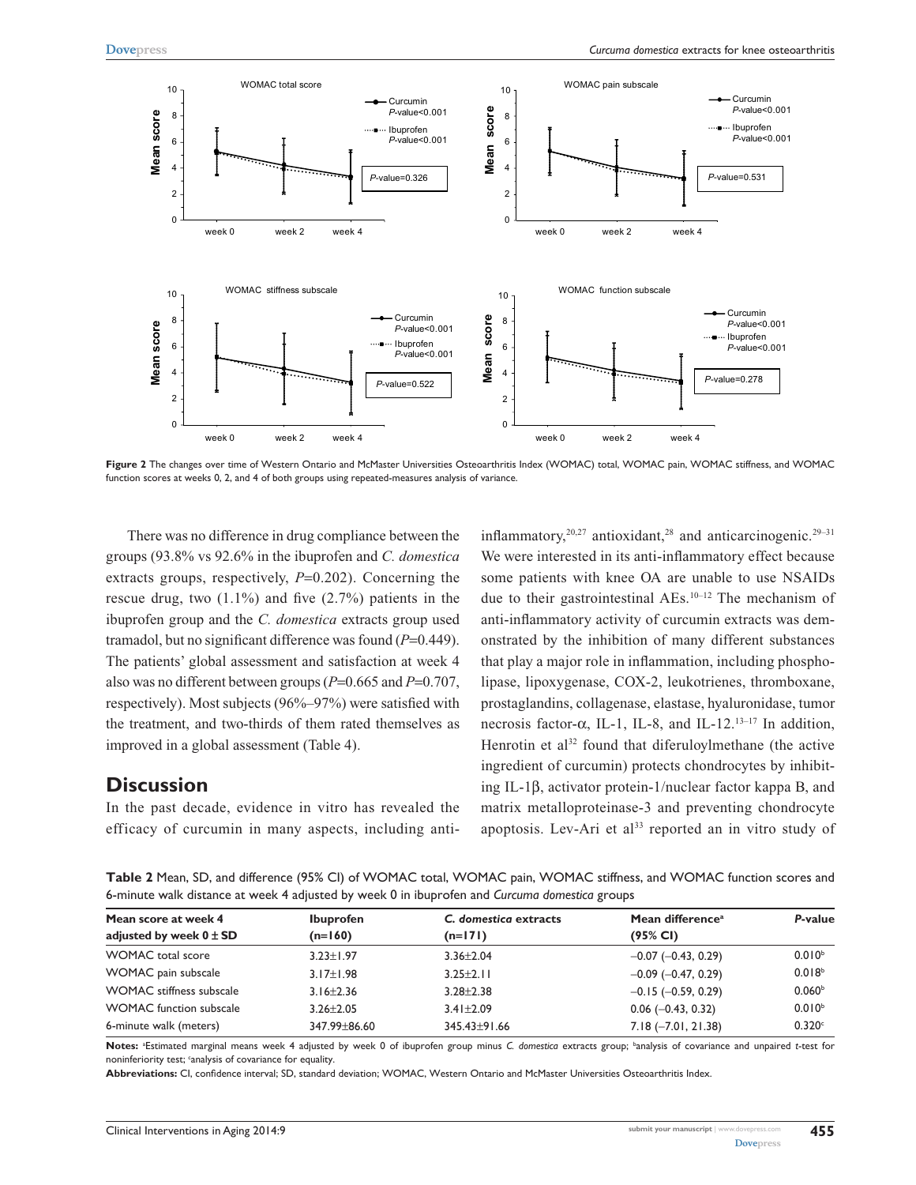**Figure 2** The changes over time of Western Ontario and McMaster Universities Osteoarthritis Index (WOMAC) total, WOMAC pain, WOMAC stiffness, and WOMAC function scores at weeks 0, 2, and 4 of both groups using repeated-measures analysis of variance.

There was no difference in drug compliance between the groups (93.8% vs 92.6% in the ibuprofen and *C. domestica* extracts groups, respectively, *P*=0.202). Concerning the rescue drug, two (1.1%) and five (2.7%) patients in the ibuprofen group and the *C. domestica* extracts group used tramadol, but no significant difference was found (*P*=0.449). The patients' global assessment and satisfaction at week 4 also was no different between groups (*P*=0.665 and *P*=0.707, respectively). Most subjects (96%–97%) were satisfied with the treatment, and two-thirds of them rated themselves as improved in a global assessment (Table 4).

## Discussion

In the past decade, evidence in vitro has revealed the efficacy of curcumin in many aspects, including anti-inflammatory,[20,27] antioxidant,[28] and anticarcinogenic.[29–31] We were interested in its anti-inflammatory effect because some patients with knee OA are unable to use NSAIDs due to their gastrointestinal AEs.[10–12] The mechanism of anti-inflammatory activity of curcumin extracts was demonstrated by the inhibition of many different substances that play a major role in inflammation, including phospholipase, lipoxygenase, COX-2, leukotrienes, thromboxane, prostaglandins, collagenase, elastase, hyaluronidase, tumor necrosis factor-α, IL-1, IL-8, and IL-12.[13–17] In addition, Henrotin et al[32] found that diferuloylmethane (the active ingredient of curcumin) protects chondrocytes by inhibiting IL-1β, activator protein-1/nuclear factor kappa B, and matrix metalloproteinase-3 and preventing chondrocyte apoptosis. Lev-Ari et al[33] reported an in vitro study of

**Table 2** Mean, SD, and difference (95% CI) of WOMAC total, WOMAC pain, WOMAC stiffness, and WOMAC function scores and 6-minute walk distance at week 4 adjusted by week 0 in ibuprofen and *Curcuma domestica* groups

| Mean score at week 4 adjusted by week 0 ± SD | Ibuprofen (n=160) | *C. domestica* extracts (n=171) | Mean difference[a] (95% CI) | *P*-value |
|---|---|---|---|---|
| WOMAC total score | 3.23±1.97 | 3.36±2.04 | −0.07 (−0.43, 0.29) | 0.010[b] |
| WOMAC pain subscale | 3.17±1.98 | 3.25±2.11 | −0.09 (−0.47, 0.29) | 0.018[b] |
| WOMAC stiffness subscale | 3.16±2.36 | 3.28±2.38 | −0.15 (−0.59, 0.29) | 0.060[b] |
| WOMAC function subscale | 3.26±2.05 | 3.41±2.09 | 0.06 (−0.43, 0.32) | 0.010[b] |
| 6-minute walk (meters) | 347.99±86.60 | 345.43±91.66 | 7.18 (−7.01, 21.38) | 0.320[c] |

**Notes:** [a]Estimated marginal means week 4 adjusted by week 0 of ibuprofen group minus *C. domestica* extracts group; [b]analysis of covariance and unpaired *t*-test for noninferiority test; [c]analysis of covariance for equality.

**Abbreviations:** CI, confidence interval; SD, standard deviation; WOMAC, Western Ontario and McMaster Universities Osteoarthritis Index.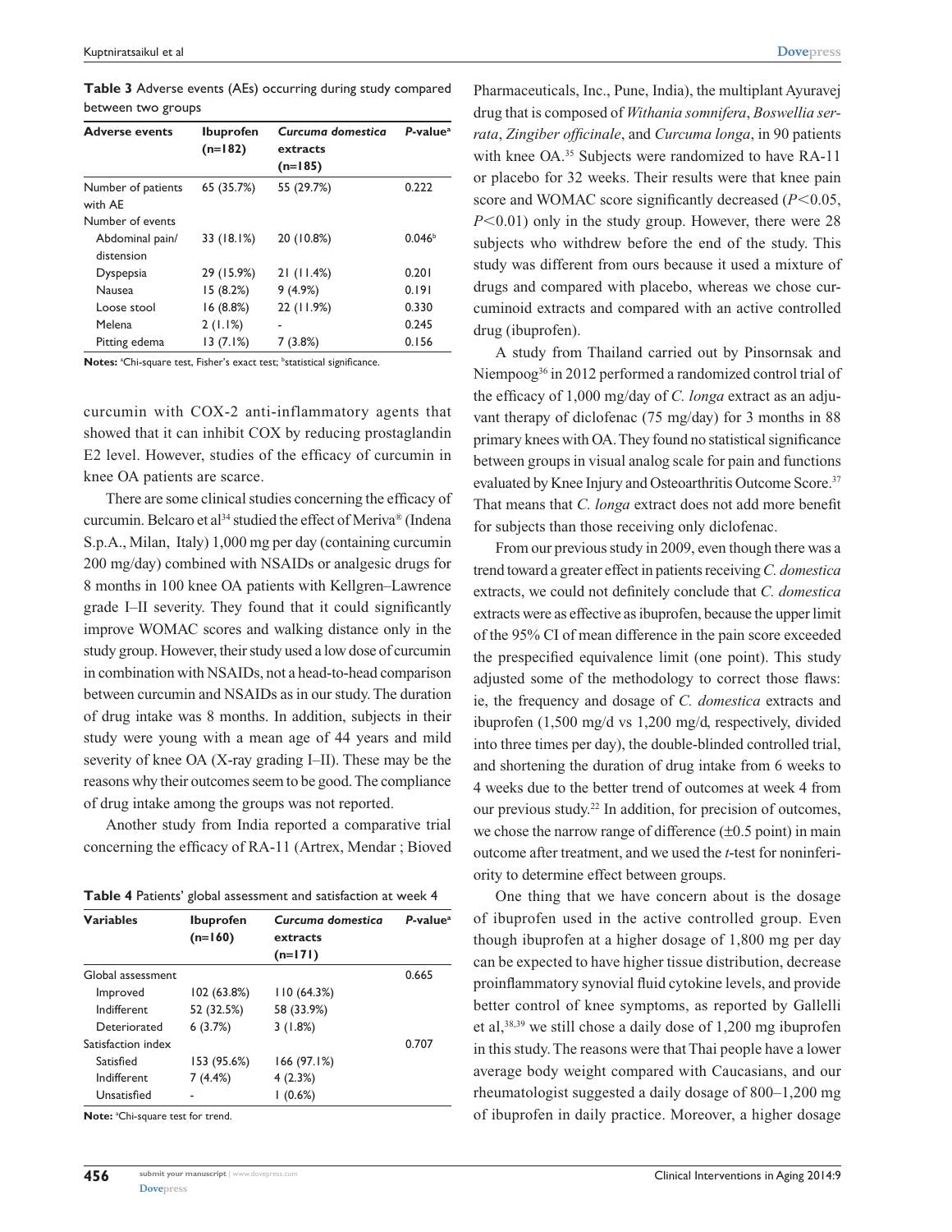**Table 3** Adverse events (AEs) occurring during study compared between two groups

| Adverse events | Ibuprofen (n=182) | *Curcuma domestica* extracts (n=185) | *P*-value[a] |
|---|---|---|---|
| Number of patients with AE | 65 (35.7%) | 55 (29.7%) | 0.222 |
| Number of events | | | |
| Abdominal pain/ distension | 33 (18.1%) | 20 (10.8%) | 0.046[b] |
| Dyspepsia | 29 (15.9%) | 21 (11.4%) | 0.201 |
| Nausea | 15 (8.2%) | 9 (4.9%) | 0.191 |
| Loose stool | 16 (8.8%) | 22 (11.9%) | 0.330 |
| Melena | 2 (1.1%) | - | 0.245 |
| Pitting edema | 13 (7.1%) | 7 (3.8%) | 0.156 |

**Notes:** [a]Chi-square test, Fisher's exact test; [b]statistical significance.

curcumin with COX-2 anti-inflammatory agents that showed that it can inhibit COX by reducing prostaglandin E2 level. However, studies of the efficacy of curcumin in knee OA patients are scarce.

There are some clinical studies concerning the efficacy of curcumin. Belcaro et al[34] studied the effect of Meriva® (Indena S.p.A., Milan, Italy) 1,000 mg per day (containing curcumin 200 mg/day) combined with NSAIDs or analgesic drugs for 8 months in 100 knee OA patients with Kellgren–Lawrence grade I–II severity. They found that it could significantly improve WOMAC scores and walking distance only in the study group. However, their study used a low dose of curcumin in combination with NSAIDs, not a head-to-head comparison between curcumin and NSAIDs as in our study. The duration of drug intake was 8 months. In addition, subjects in their study were young with a mean age of 44 years and mild severity of knee OA (X-ray grading I–II). These may be the reasons why their outcomes seem to be good. The compliance of drug intake among the groups was not reported.

Another study from India reported a comparative trial concerning the efficacy of RA-11 (Artrex, Mendar ; Bioved Pharmaceuticals, Inc., Pune, India), the multiplant Ayuravej drug that is composed of *Withania somnifera*, *Boswellia serrata*, *Zingiber officinale*, and *Curcuma longa*, in 90 patients with knee OA.[35] Subjects were randomized to have RA-11 or placebo for 32 weeks. Their results were that knee pain score and WOMAC score significantly decreased ($P<0.05$, $P<0.01$) only in the study group. However, there were 28 subjects who withdrew before the end of the study. This study was different from ours because it used a mixture of drugs and compared with placebo, whereas we chose curcuminoid extracts and compared with an active controlled drug (ibuprofen).

**Table 4** Patients' global assessment and satisfaction at week 4

| Variables | Ibuprofen (n=160) | *Curcuma domestica* extracts (n=171) | *P*-value[a] |
|---|---|---|---|
| Global assessment | | | 0.665 |
| Improved | 102 (63.8%) | 110 (64.3%) | |
| Indifferent | 52 (32.5%) | 58 (33.9%) | |
| Deteriorated | 6 (3.7%) | 3 (1.8%) | |
| Satisfaction index | | | 0.707 |
| Satisfied | 153 (95.6%) | 166 (97.1%) | |
| Indifferent | 7 (4.4%) | 4 (2.3%) | |
| Unsatisfied | - | 1 (0.6%) | |

**Note:** [a]Chi-square test for trend.

A study from Thailand carried out by Pinsornsak and Niempoog[36] in 2012 performed a randomized control trial of the efficacy of 1,000 mg/day of *C. longa* extract as an adjuvant therapy of diclofenac (75 mg/day) for 3 months in 88 primary knees with OA. They found no statistical significance between groups in visual analog scale for pain and functions evaluated by Knee Injury and Osteoarthritis Outcome Score.[37] That means that *C. longa* extract does not add more benefit for subjects than those receiving only diclofenac.

From our previous study in 2009, even though there was a trend toward a greater effect in patients receiving *C. domestica* extracts, we could not definitely conclude that *C. domestica* extracts were as effective as ibuprofen, because the upper limit of the 95% CI of mean difference in the pain score exceeded the prespecified equivalence limit (one point). This study adjusted some of the methodology to correct those flaws: ie, the frequency and dosage of *C. domestica* extracts and ibuprofen (1,500 mg/d vs 1,200 mg/d, respectively, divided into three times per day), the double-blinded controlled trial, and shortening the duration of drug intake from 6 weeks to 4 weeks due to the better trend of outcomes at week 4 from our previous study.[22] In addition, for precision of outcomes, we chose the narrow range of difference (±0.5 point) in main outcome after treatment, and we used the *t*-test for noninferiority to determine effect between groups.

One thing that we have concern about is the dosage of ibuprofen used in the active controlled group. Even though ibuprofen at a higher dosage of 1,800 mg per day can be expected to have higher tissue distribution, decrease proinflammatory synovial fluid cytokine levels, and provide better control of knee symptoms, as reported by Gallelli et al,[38,39] we still chose a daily dose of 1,200 mg ibuprofen in this study. The reasons were that Thai people have a lower average body weight compared with Caucasians, and our rheumatologist suggested a daily dosage of 800–1,200 mg of ibuprofen in daily practice. Moreover, a higher dosage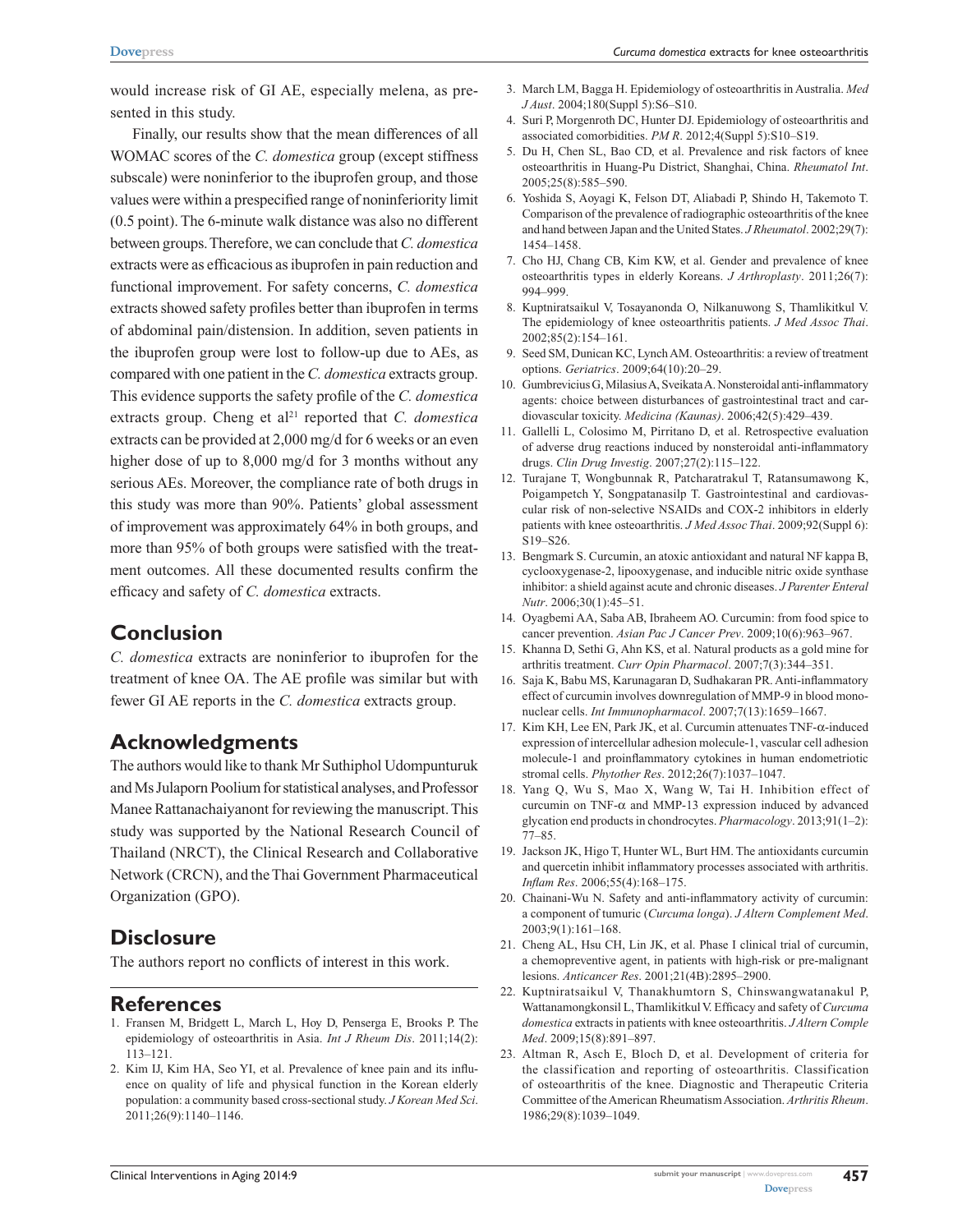would increase risk of GI AE, especially melena, as presented in this study.

Finally, our results show that the mean differences of all WOMAC scores of the *C. domestica* group (except stiffness subscale) were noninferior to the ibuprofen group, and those values were within a prespecified range of noninferiority limit (0.5 point). The 6-minute walk distance was also no different between groups. Therefore, we can conclude that *C. domestica* extracts were as efficacious as ibuprofen in pain reduction and functional improvement. For safety concerns, *C. domestica* extracts showed safety profiles better than ibuprofen in terms of abdominal pain/distension. In addition, seven patients in the ibuprofen group were lost to follow-up due to AEs, as compared with one patient in the *C. domestica* extracts group. This evidence supports the safety profile of the *C. domestica* extracts group. Cheng et al[21] reported that *C. domestica* extracts can be provided at 2,000 mg/d for 6 weeks or an even higher dose of up to 8,000 mg/d for 3 months without any serious AEs. Moreover, the compliance rate of both drugs in this study was more than 90%. Patients' global assessment of improvement was approximately 64% in both groups, and more than 95% of both groups were satisfied with the treatment outcomes. All these documented results confirm the efficacy and safety of *C. domestica* extracts.

## Conclusion

*C. domestica* extracts are noninferior to ibuprofen for the treatment of knee OA. The AE profile was similar but with fewer GI AE reports in the *C. domestica* extracts group.

## Acknowledgments

The authors would like to thank Mr Suthiphol Udompunturuk and Ms Julaporn Poolium for statistical analyses, and Professor Manee Rattanachaiyanont for reviewing the manuscript. This study was supported by the National Research Council of Thailand (NRCT), the Clinical Research and Collaborative Network (CRCN), and the Thai Government Pharmaceutical Organization (GPO).

## Disclosure

The authors report no conflicts of interest in this work.

## References

1. Fransen M, Bridgett L, March L, Hoy D, Penserga E, Brooks P. The epidemiology of osteoarthritis in Asia. *Int J Rheum Dis*. 2011;14(2): 113–121.
2. Kim IJ, Kim HA, Seo YI, et al. Prevalence of knee pain and its influence on quality of life and physical function in the Korean elderly population: a community based cross-sectional study. *J Korean Med Sci*. 2011;26(9):1140–1146.
3. March LM, Bagga H. Epidemiology of osteoarthritis in Australia. *Med J Aust*. 2004;180(Suppl 5):S6–S10.
4. Suri P, Morgenroth DC, Hunter DJ. Epidemiology of osteoarthritis and associated comorbidities. *PM R*. 2012;4(Suppl 5):S10–S19.
5. Du H, Chen SL, Bao CD, et al. Prevalence and risk factors of knee osteoarthritis in Huang-Pu District, Shanghai, China. *Rheumatol Int*. 2005;25(8):585–590.
6. Yoshida S, Aoyagi K, Felson DT, Aliabadi P, Shindo H, Takemoto T. Comparison of the prevalence of radiographic osteoarthritis of the knee and hand between Japan and the United States. *J Rheumatol*. 2002;29(7): 1454–1458.
7. Cho HJ, Chang CB, Kim KW, et al. Gender and prevalence of knee osteoarthritis types in elderly Koreans. *J Arthroplasty*. 2011;26(7): 994–999.
8. Kuptniratsaikul V, Tosayanonda O, Nilkanuwong S, Thamlikitkul V. The epidemiology of knee osteoarthritis patients. *J Med Assoc Thai*. 2002;85(2):154–161.
9. Seed SM, Dunican KC, Lynch AM. Osteoarthritis: a review of treatment options. *Geriatrics*. 2009;64(10):20–29.
10. Gumbrevicius G, Milasius A, Sveikata A. Nonsteroidal anti-inflammatory agents: choice between disturbances of gastrointestinal tract and cardiovascular toxicity. *Medicina (Kaunas)*. 2006;42(5):429–439.
11. Gallelli L, Colosimo M, Pirritano D, et al. Retrospective evaluation of adverse drug reactions induced by nonsteroidal anti-inflammatory drugs. *Clin Drug Investig*. 2007;27(2):115–122.
12. Turajane T, Wongbunnak R, Patcharatrakul T, Ratansumawong K, Poigampetch Y, Songpatanasilp T. Gastrointestinal and cardiovascular risk of non-selective NSAIDs and COX-2 inhibitors in elderly patients with knee osteoarthritis. *J Med Assoc Thai*. 2009;92(Suppl 6): S19–S26.
13. Bengmark S. Curcumin, an atoxic antioxidant and natural NF kappa B, cyclooxygenase-2, lipooxygenase, and inducible nitric oxide synthase inhibitor: a shield against acute and chronic diseases. *J Parenter Enteral Nutr*. 2006;30(1):45–51.
14. Oyagbemi AA, Saba AB, Ibraheem AO. Curcumin: from food spice to cancer prevention. *Asian Pac J Cancer Prev*. 2009;10(6):963–967.
15. Khanna D, Sethi G, Ahn KS, et al. Natural products as a gold mine for arthritis treatment. *Curr Opin Pharmacol*. 2007;7(3):344–351.
16. Saja K, Babu MS, Karunagaran D, Sudhakaran PR. Anti-inflammatory effect of curcumin involves downregulation of MMP-9 in blood mononuclear cells. *Int Immunopharmacol*. 2007;7(13):1659–1667.
17. Kim KH, Lee EN, Park JK, et al. Curcumin attenuates TNF-α-induced expression of intercellular adhesion molecule-1, vascular cell adhesion molecule-1 and proinflammatory cytokines in human endometriotic stromal cells. *Phytother Res*. 2012;26(7):1037–1047.
18. Yang Q, Wu S, Mao X, Wang W, Tai H. Inhibition effect of curcumin on TNF-α and MMP-13 expression induced by advanced glycation end products in chondrocytes. *Pharmacology*. 2013;91(1–2): 77–85.
19. Jackson JK, Higo T, Hunter WL, Burt HM. The antioxidants curcumin and quercetin inhibit inflammatory processes associated with arthritis. *Inflam Res*. 2006;55(4):168–175.
20. Chainani-Wu N. Safety and anti-inflammatory activity of curcumin: a component of tumuric (*Curcuma longa*). *J Altern Complement Med*. 2003;9(1):161–168.
21. Cheng AL, Hsu CH, Lin JK, et al. Phase I clinical trial of curcumin, a chemopreventive agent, in patients with high-risk or pre-malignant lesions. *Anticancer Res*. 2001;21(4B):2895–2900.
22. Kuptniratsaikul V, Thanakhumtorn S, Chinswangwatanakul P, Wattanamongkonsil L, Thamlikitkul V. Efficacy and safety of *Curcuma domestica* extracts in patients with knee osteoarthritis. *J Altern Comple Med*. 2009;15(8):891–897.
23. Altman R, Asch E, Bloch D, et al. Development of criteria for the classification and reporting of osteoarthritis. Classification of osteoarthritis of the knee. Diagnostic and Therapeutic Criteria Committee of the American Rheumatism Association. *Arthritis Rheum*. 1986;29(8):1039–1049.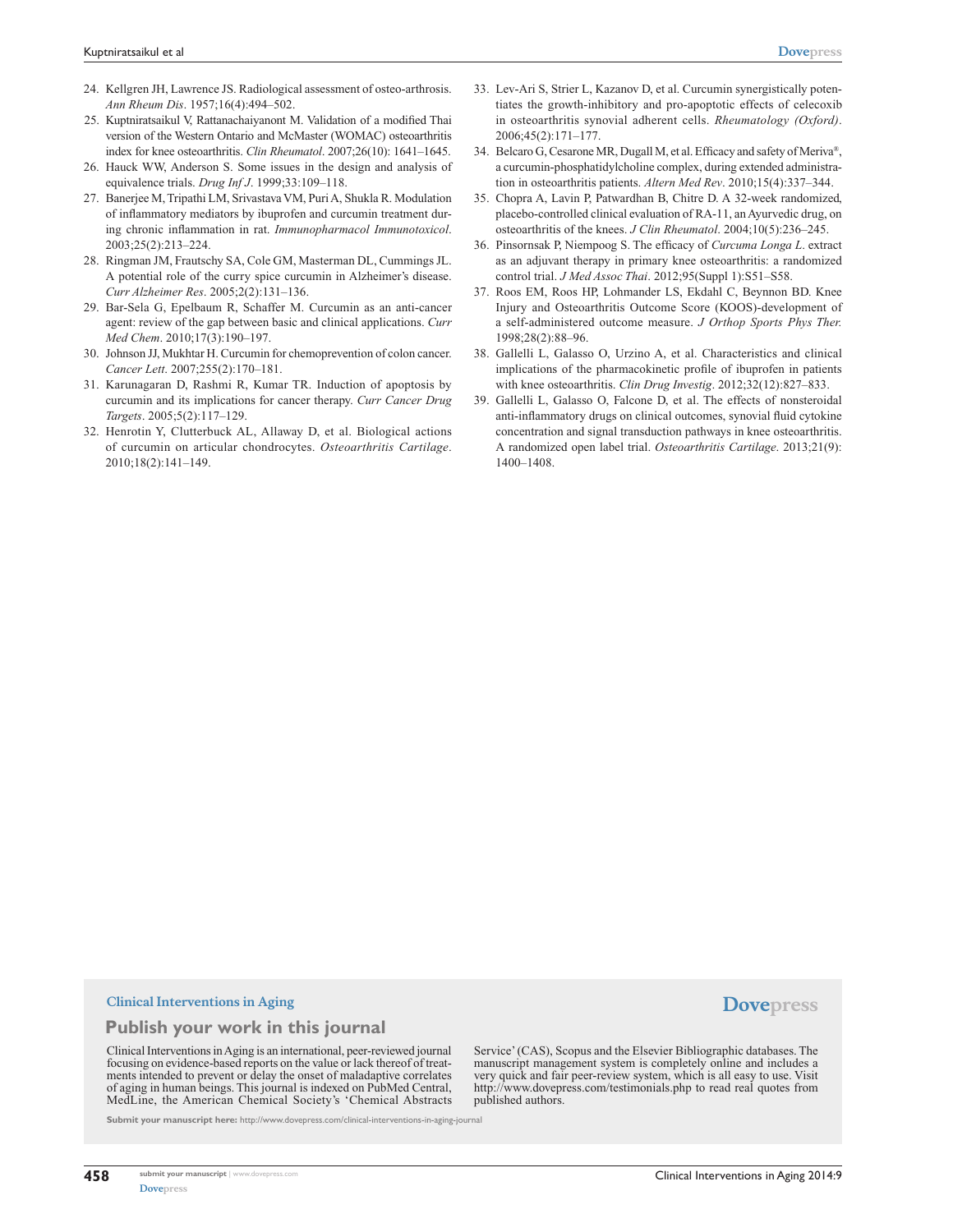24. Kellgren JH, Lawrence JS. Radiological assessment of osteo-arthrosis. *Ann Rheum Dis*. 1957;16(4):494–502.
25. Kuptniratsaikul V, Rattanachaiyanont M. Validation of a modified Thai version of the Western Ontario and McMaster (WOMAC) osteoarthritis index for knee osteoarthritis. *Clin Rheumatol*. 2007;26(10): 1641–1645.
26. Hauck WW, Anderson S. Some issues in the design and analysis of equivalence trials. *Drug Inf J*. 1999;33:109–118.
27. Banerjee M, Tripathi LM, Srivastava VM, Puri A, Shukla R. Modulation of inflammatory mediators by ibuprofen and curcumin treatment during chronic inflammation in rat. *Immunopharmacol Immunotoxicol*. 2003;25(2):213–224.
28. Ringman JM, Frautschy SA, Cole GM, Masterman DL, Cummings JL. A potential role of the curry spice curcumin in Alzheimer's disease. *Curr Alzheimer Res*. 2005;2(2):131–136.
29. Bar-Sela G, Epelbaum R, Schaffer M. Curcumin as an anti-cancer agent: review of the gap between basic and clinical applications. *Curr Med Chem*. 2010;17(3):190–197.
30. Johnson JJ, Mukhtar H. Curcumin for chemoprevention of colon cancer. *Cancer Lett*. 2007;255(2):170–181.
31. Karunagaran D, Rashmi R, Kumar TR. Induction of apoptosis by curcumin and its implications for cancer therapy. *Curr Cancer Drug Targets*. 2005;5(2):117–129.
32. Henrotin Y, Clutterbuck AL, Allaway D, et al. Biological actions of curcumin on articular chondrocytes. *Osteoarthritis Cartilage*. 2010;18(2):141–149.
33. Lev-Ari S, Strier L, Kazanov D, et al. Curcumin synergistically potentiates the growth-inhibitory and pro-apoptotic effects of celecoxib in osteoarthritis synovial adherent cells. *Rheumatology (Oxford)*. 2006;45(2):171–177.
34. Belcaro G, Cesarone MR, Dugall M, et al. Efficacy and safety of Meriva®, a curcumin-phosphatidylcholine complex, during extended administration in osteoarthritis patients. *Altern Med Rev*. 2010;15(4):337–344.
35. Chopra A, Lavin P, Patwardhan B, Chitre D. A 32-week randomized, placebo-controlled clinical evaluation of RA-11, an Ayurvedic drug, on osteoarthritis of the knees. *J Clin Rheumatol*. 2004;10(5):236–245.
36. Pinsornsak P, Niempoog S. The efficacy of *Curcuma Longa L*. extract as an adjuvant therapy in primary knee osteoarthritis: a randomized control trial. *J Med Assoc Thai*. 2012;95(Suppl 1):S51–S58.
37. Roos EM, Roos HP, Lohmander LS, Ekdahl C, Beynnon BD. Knee Injury and Osteoarthritis Outcome Score (KOOS)-development of a self-administered outcome measure. *J Orthop Sports Phys Ther.* 1998;28(2):88–96.
38. Gallelli L, Galasso O, Urzino A, et al. Characteristics and clinical implications of the pharmacokinetic profile of ibuprofen in patients with knee osteoarthritis. *Clin Drug Investig*. 2012;32(12):827–833.
39. Gallelli L, Galasso O, Falcone D, et al. The effects of nonsteroidal anti-inflammatory drugs on clinical outcomes, synovial fluid cytokine concentration and signal transduction pathways in knee osteoarthritis. A randomized open label trial. *Osteoarthritis Cartilage*. 2013;21(9): 1400–1408.

**Clinical Interventions in Aging**

## Publish your work in this journal

Clinical Interventions in Aging is an international, peer-reviewed journal focusing on evidence-based reports on the value or lack thereof of treatments intended to prevent or delay the onset of maladaptive correlates of aging in human beings. This journal is indexed on PubMed Central, MedLine, the American Chemical Society's 'Chemical Abstracts Service' (CAS), Scopus and the Elsevier Bibliographic databases. The manuscript management system is completely online and includes a very quick and fair peer-review system, which is all easy to use. Visit http://www.dovepress.com/testimonials.php to read real quotes from published authors.

**Submit your manuscript here:** http://www.dovepress.com/clinical-interventions-in-aging-journal